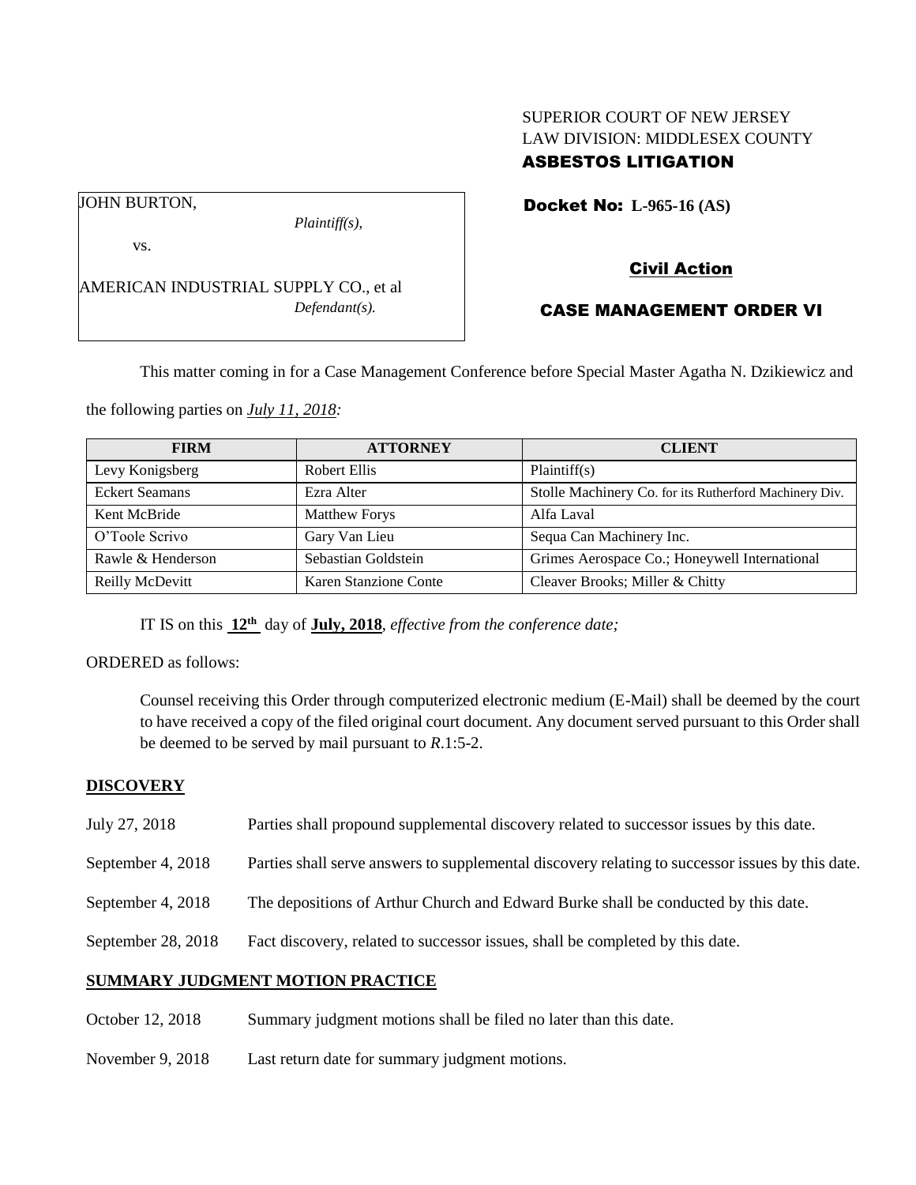SUPERIOR COURT OF NEW JERSEY
LAW DIVISION: MIDDLESEX COUNTY
**ASBESTOS LITIGATION**

JOHN BURTON,
*Plaintiff(s),*

vs.

AMERICAN INDUSTRIAL SUPPLY CO., et al
*Defendant(s).*

**Docket No: L-965-16 (AS)**

**Civil Action**

**CASE MANAGEMENT ORDER VI**

This matter coming in for a Case Management Conference before Special Master Agatha N. Dzikiewicz and the following parties on *July 11, 2018:*

| FIRM | ATTORNEY | CLIENT |
|---|---|---|
| Levy Konigsberg | Robert Ellis | Plaintiff(s) |
| Eckert Seamans | Ezra Alter | Stolle Machinery Co. for its Rutherford Machinery Div. |
| Kent McBride | Matthew Forys | Alfa Laval |
| O'Toole Scrivo | Gary Van Lieu | Sequa Can Machinery Inc. |
| Rawle & Henderson | Sebastian Goldstein | Grimes Aerospace Co.; Honeywell International |
| Reilly McDevitt | Karen Stanzione Conte | Cleaver Brooks; Miller & Chitty |

IT IS on this **12th** day of **July, 2018**, *effective from the conference date;*

ORDERED as follows:

Counsel receiving this Order through computerized electronic medium (E-Mail) shall be deemed by the court to have received a copy of the filed original court document. Any document served pursuant to this Order shall be deemed to be served by mail pursuant to *R*.1:5-2.

## DISCOVERY

July 27, 2018 — Parties shall propound supplemental discovery related to successor issues by this date.

September 4, 2018 — Parties shall serve answers to supplemental discovery relating to successor issues by this date.

September 4, 2018 — The depositions of Arthur Church and Edward Burke shall be conducted by this date.

September 28, 2018 — Fact discovery, related to successor issues, shall be completed by this date.

## SUMMARY JUDGMENT MOTION PRACTICE

October 12, 2018 — Summary judgment motions shall be filed no later than this date.

November 9, 2018 — Last return date for summary judgment motions.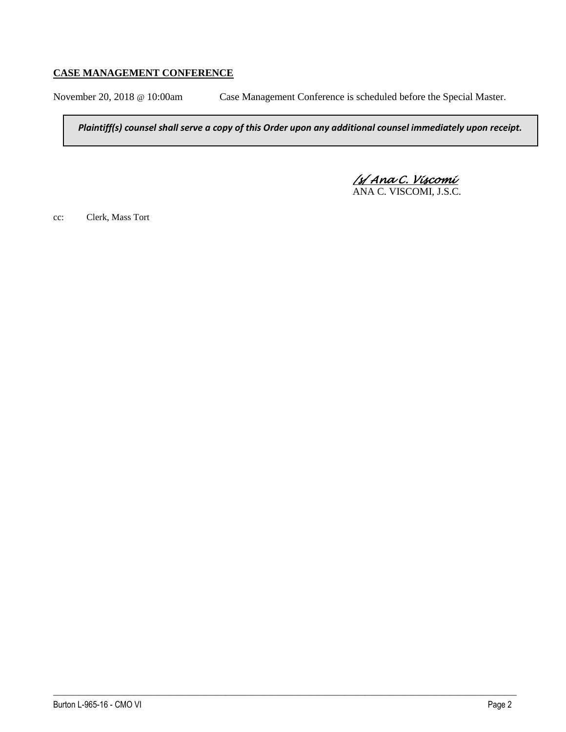**CASE MANAGEMENT CONFERENCE**

November 20, 2018 @ 10:00am Case Management Conference is scheduled before the Special Master.

***Plaintiff(s) counsel shall serve a copy of this Order upon any additional counsel immediately upon receipt.***

/s/ Ana C. Viscomi
ANA C. VISCOMI, J.S.C.

cc: Clerk, Mass Tort